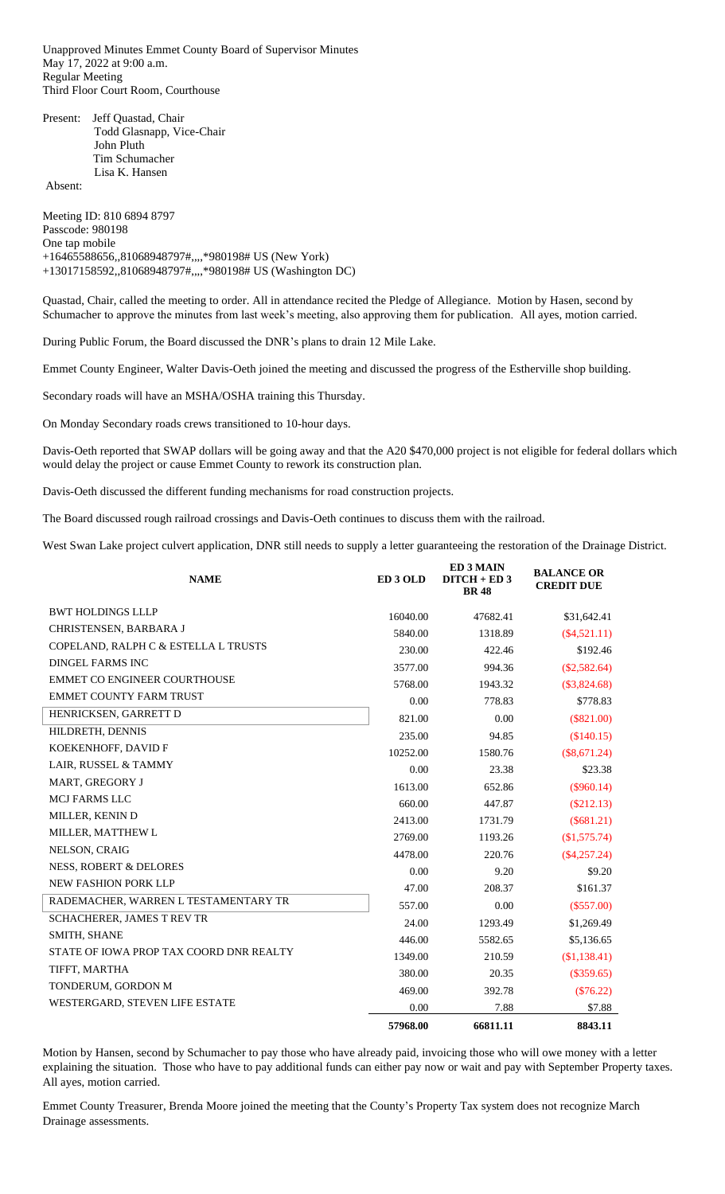Unapproved Minutes Emmet County Board of Supervisor Minutes
May 17, 2022 at 9:00 a.m.
Regular Meeting
Third Floor Court Room, Courthouse

Present: Jeff Quastad, Chair
Todd Glasnapp, Vice-Chair
John Pluth
Tim Schumacher
Lisa K. Hansen

Absent:

Meeting ID: 810 6894 8797
Passcode: 980198
One tap mobile
+16465588656,,81068948797#,,,,*980198# US (New York)
+13017158592,,81068948797#,,,,*980198# US (Washington DC)

Quastad, Chair, called the meeting to order. All in attendance recited the Pledge of Allegiance. Motion by Hasen, second by Schumacher to approve the minutes from last week's meeting, also approving them for publication. All ayes, motion carried.

During Public Forum, the Board discussed the DNR's plans to drain 12 Mile Lake.

Emmet County Engineer, Walter Davis-Oeth joined the meeting and discussed the progress of the Estherville shop building.

Secondary roads will have an MSHA/OSHA training this Thursday.

On Monday Secondary roads crews transitioned to 10-hour days.

Davis-Oeth reported that SWAP dollars will be going away and that the A20 $470,000 project is not eligible for federal dollars which would delay the project or cause Emmet County to rework its construction plan.

Davis-Oeth discussed the different funding mechanisms for road construction projects.

The Board discussed rough railroad crossings and Davis-Oeth continues to discuss them with the railroad.

West Swan Lake project culvert application, DNR still needs to supply a letter guaranteeing the restoration of the Drainage District.

| NAME | ED 3 OLD | ED 3 MAIN DITCH + ED 3 BR 48 | BALANCE OR CREDIT DUE |
|---|---|---|---|
| BWT HOLDINGS LLLP | 16040.00 | 47682.41 | $31,642.41 |
| CHRISTENSEN, BARBARA J | 5840.00 | 1318.89 | ($4,521.11) |
| COPELAND, RALPH C & ESTELLA L TRUSTS | 230.00 | 422.46 | $192.46 |
| DINGEL FARMS INC | 3577.00 | 994.36 | ($2,582.64) |
| EMMET CO ENGINEER COURTHOUSE | 5768.00 | 1943.32 | ($3,824.68) |
| EMMET COUNTY FARM TRUST | 0.00 | 778.83 | $778.83 |
| HENRICKSEN, GARRETT D | 821.00 | 0.00 | ($821.00) |
| HILDRETH, DENNIS | 235.00 | 94.85 | ($140.15) |
| KOEKENHOFF, DAVID F | 10252.00 | 1580.76 | ($8,671.24) |
| LAIR, RUSSEL & TAMMY | 0.00 | 23.38 | $23.38 |
| MART, GREGORY J | 1613.00 | 652.86 | ($960.14) |
| MCJ FARMS LLC | 660.00 | 447.87 | ($212.13) |
| MILLER, KENIN D | 2413.00 | 1731.79 | ($681.21) |
| MILLER, MATTHEW L | 2769.00 | 1193.26 | ($1,575.74) |
| NELSON, CRAIG | 4478.00 | 220.76 | ($4,257.24) |
| NESS, ROBERT & DELORES | 0.00 | 9.20 | $9.20 |
| NEW FASHION PORK LLP | 47.00 | 208.37 | $161.37 |
| RADEMACHER, WARREN L TESTAMENTARY TR | 557.00 | 0.00 | ($557.00) |
| SCHACHERER, JAMES T REV TR | 24.00 | 1293.49 | $1,269.49 |
| SMITH, SHANE | 446.00 | 5582.65 | $5,136.65 |
| STATE OF IOWA PROP TAX COORD DNR REALTY | 1349.00 | 210.59 | ($1,138.41) |
| TIFFT, MARTHA | 380.00 | 20.35 | ($359.65) |
| TONDERUM, GORDON M | 469.00 | 392.78 | ($76.22) |
| WESTERGARD, STEVEN LIFE ESTATE | 0.00 | 7.88 | $7.88 |
| | 57968.00 | 66811.11 | 8843.11 |

Motion by Hansen, second by Schumacher to pay those who have already paid, invoicing those who will owe money with a letter explaining the situation. Those who have to pay additional funds can either pay now or wait and pay with September Property taxes. All ayes, motion carried.

Emmet County Treasurer, Brenda Moore joined the meeting that the County's Property Tax system does not recognize March Drainage assessments.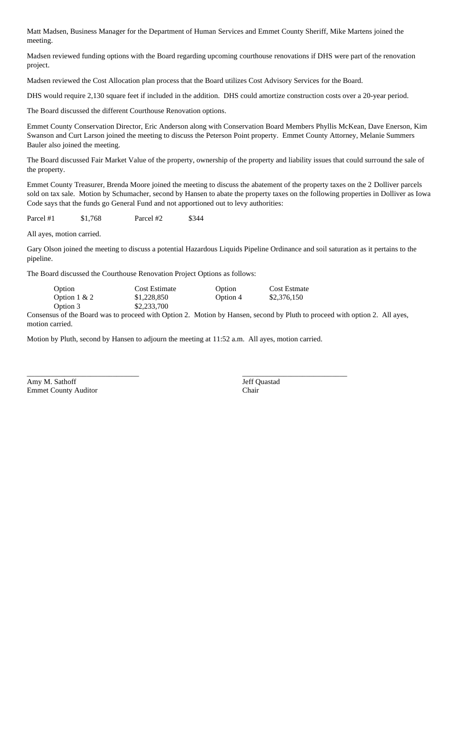Matt Madsen, Business Manager for the Department of Human Services and Emmet County Sheriff, Mike Martens joined the meeting.

Madsen reviewed funding options with the Board regarding upcoming courthouse renovations if DHS were part of the renovation project.

Madsen reviewed the Cost Allocation plan process that the Board utilizes Cost Advisory Services for the Board.

DHS would require 2,130 square feet if included in the addition. DHS could amortize construction costs over a 20-year period.

The Board discussed the different Courthouse Renovation options.

Emmet County Conservation Director, Eric Anderson along with Conservation Board Members Phyllis McKean, Dave Enerson, Kim Swanson and Curt Larson joined the meeting to discuss the Peterson Point property. Emmet County Attorney, Melanie Summers Bauler also joined the meeting.

The Board discussed Fair Market Value of the property, ownership of the property and liability issues that could surround the sale of the property.

Emmet County Treasurer, Brenda Moore joined the meeting to discuss the abatement of the property taxes on the 2 Dolliver parcels sold on tax sale. Motion by Schumacher, second by Hansen to abate the property taxes on the following properties in Dolliver as Iowa Code says that the funds go General Fund and not apportioned out to levy authorities:

| | | | |
|---|---|---|---|
| Parcel #1 | $1,768 | Parcel #2 | $344 |

All ayes, motion carried.

Gary Olson joined the meeting to discuss a potential Hazardous Liquids Pipeline Ordinance and soil saturation as it pertains to the pipeline.

The Board discussed the Courthouse Renovation Project Options as follows:

| Option | Cost Estimate | Option | Cost Estmate |
|---|---|---|---|
| Option 1 & 2 | $1,228,850 | Option 4 | $2,376,150 |
| Option 3 | $2,233,700 | | |

Consensus of the Board was to proceed with Option 2. Motion by Hansen, second by Pluth to proceed with option 2. All ayes, motion carried.

Motion by Pluth, second by Hansen to adjourn the meeting at 11:52 a.m. All ayes, motion carried.

\_\_\_\_\_\_\_\_\_\_\_\_\_\_\_\_\_\_\_\_\_\_\_\_\_\_\_\_\_\_
Amy M. Sathoff
Emmet County Auditor

\_\_\_\_\_\_\_\_\_\_\_\_\_\_\_\_\_\_\_\_\_\_\_\_\_\_\_\_\_\_
Jeff Quastad
Chair